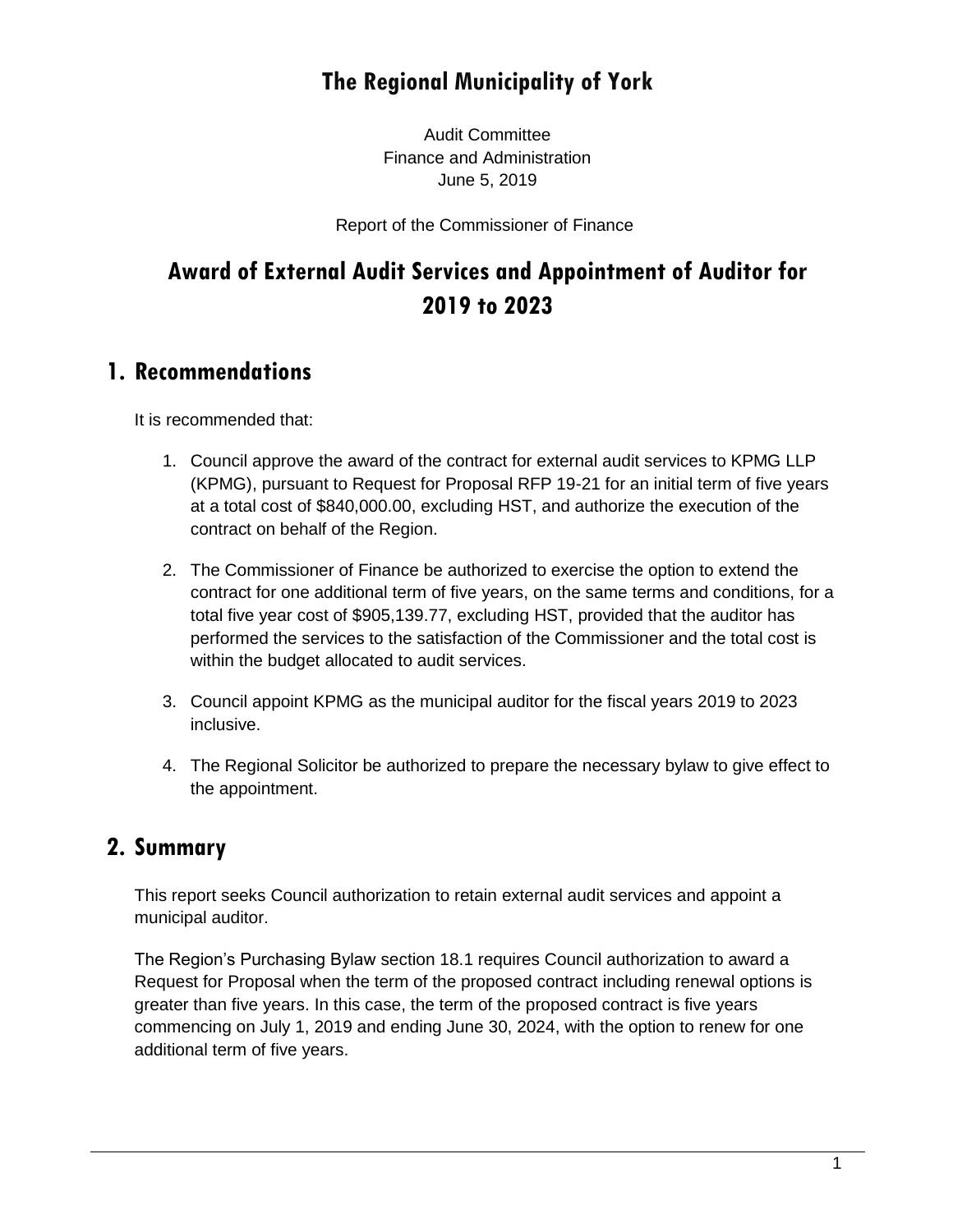# The Regional Municipality of York

Audit Committee
Finance and Administration
June 5, 2019

Report of the Commissioner of Finance

# Award of External Audit Services and Appointment of Auditor for 2019 to 2023

## 1. Recommendations

It is recommended that:

1. Council approve the award of the contract for external audit services to KPMG LLP (KPMG), pursuant to Request for Proposal RFP 19-21 for an initial term of five years at a total cost of $840,000.00, excluding HST, and authorize the execution of the contract on behalf of the Region.

2. The Commissioner of Finance be authorized to exercise the option to extend the contract for one additional term of five years, on the same terms and conditions, for a total five year cost of $905,139.77, excluding HST, provided that the auditor has performed the services to the satisfaction of the Commissioner and the total cost is within the budget allocated to audit services.

3. Council appoint KPMG as the municipal auditor for the fiscal years 2019 to 2023 inclusive.

4. The Regional Solicitor be authorized to prepare the necessary bylaw to give effect to the appointment.

## 2. Summary

This report seeks Council authorization to retain external audit services and appoint a municipal auditor.

The Region's Purchasing Bylaw section 18.1 requires Council authorization to award a Request for Proposal when the term of the proposed contract including renewal options is greater than five years. In this case, the term of the proposed contract is five years commencing on July 1, 2019 and ending June 30, 2024, with the option to renew for one additional term of five years.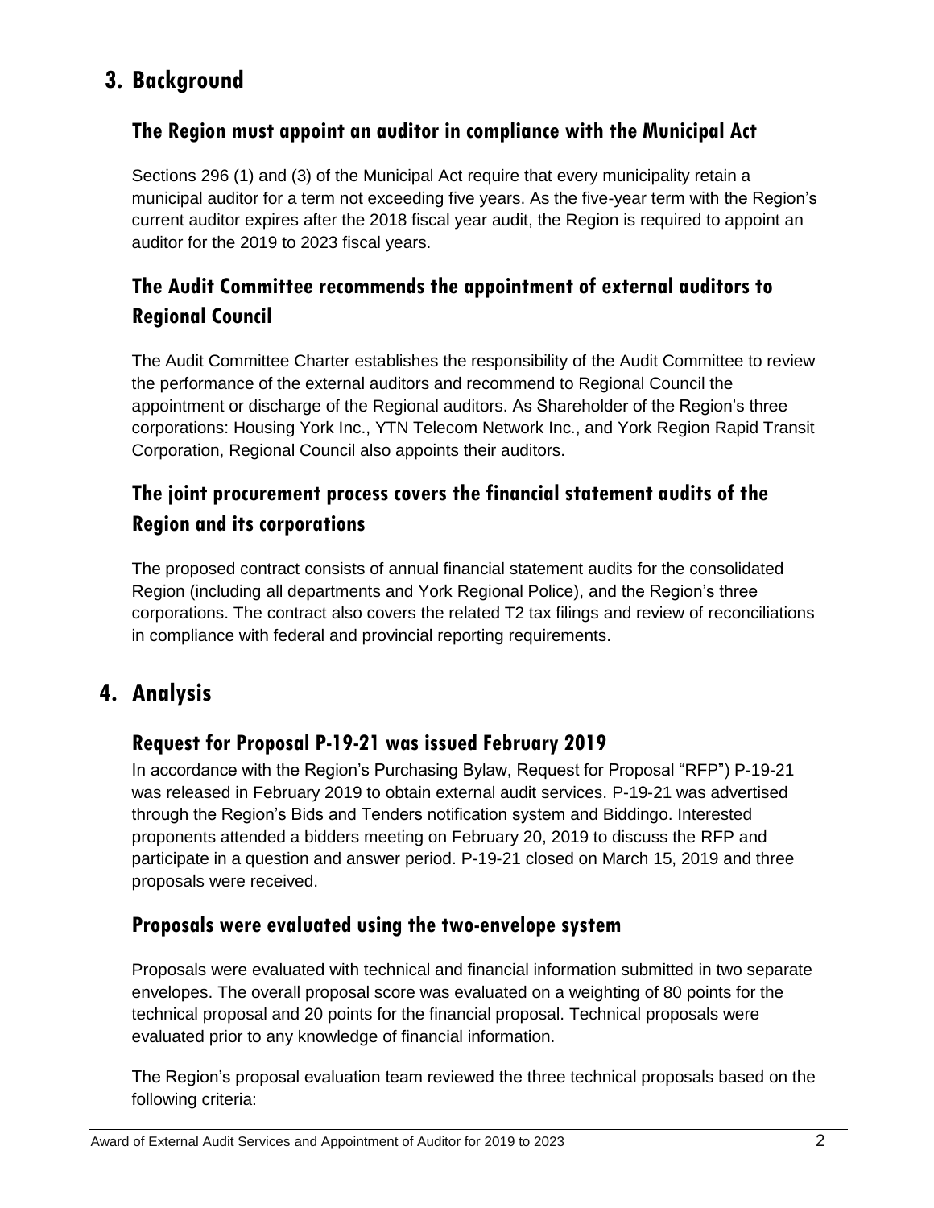# 3. Background

## The Region must appoint an auditor in compliance with the Municipal Act

Sections 296 (1) and (3) of the Municipal Act require that every municipality retain a municipal auditor for a term not exceeding five years. As the five-year term with the Region's current auditor expires after the 2018 fiscal year audit, the Region is required to appoint an auditor for the 2019 to 2023 fiscal years.

## The Audit Committee recommends the appointment of external auditors to Regional Council

The Audit Committee Charter establishes the responsibility of the Audit Committee to review the performance of the external auditors and recommend to Regional Council the appointment or discharge of the Regional auditors. As Shareholder of the Region's three corporations: Housing York Inc., YTN Telecom Network Inc., and York Region Rapid Transit Corporation, Regional Council also appoints their auditors.

## The joint procurement process covers the financial statement audits of the Region and its corporations

The proposed contract consists of annual financial statement audits for the consolidated Region (including all departments and York Regional Police), and the Region's three corporations. The contract also covers the related T2 tax filings and review of reconciliations in compliance with federal and provincial reporting requirements.

# 4. Analysis

## Request for Proposal P-19-21 was issued February 2019

In accordance with the Region's Purchasing Bylaw, Request for Proposal "RFP") P-19-21 was released in February 2019 to obtain external audit services. P-19-21 was advertised through the Region's Bids and Tenders notification system and Biddingo. Interested proponents attended a bidders meeting on February 20, 2019 to discuss the RFP and participate in a question and answer period. P-19-21 closed on March 15, 2019 and three proposals were received.

## Proposals were evaluated using the two-envelope system

Proposals were evaluated with technical and financial information submitted in two separate envelopes. The overall proposal score was evaluated on a weighting of 80 points for the technical proposal and 20 points for the financial proposal. Technical proposals were evaluated prior to any knowledge of financial information.

The Region's proposal evaluation team reviewed the three technical proposals based on the following criteria: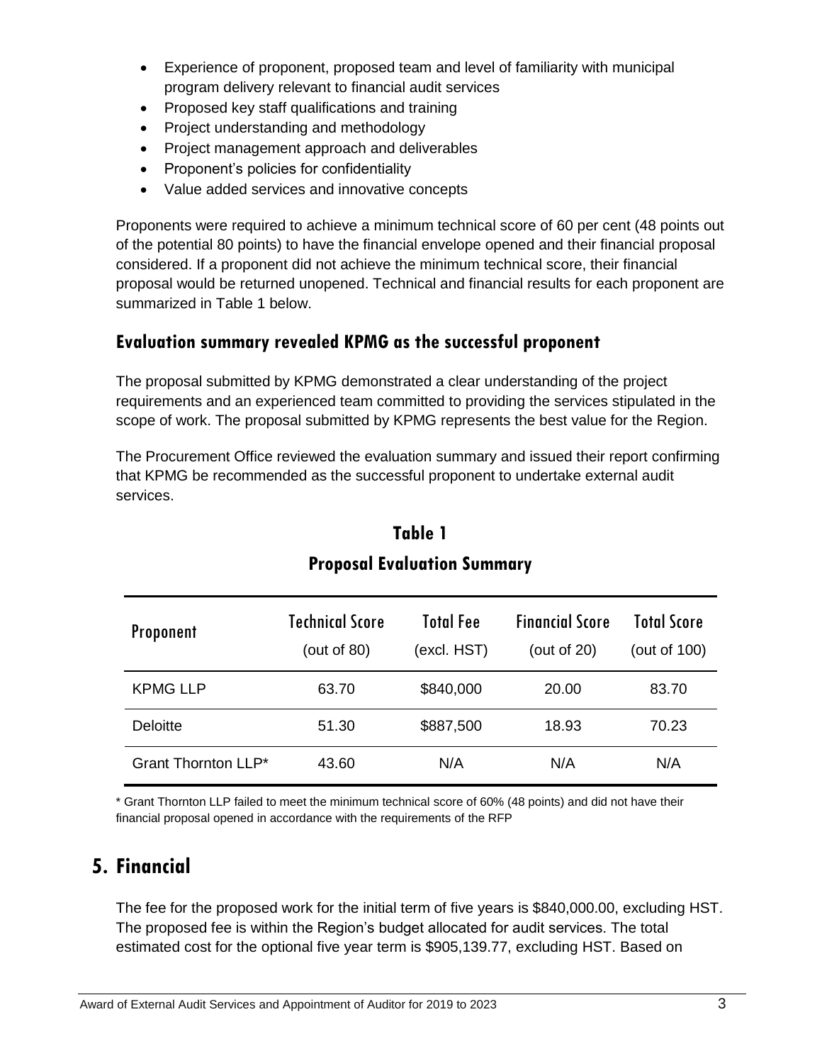- Experience of proponent, proposed team and level of familiarity with municipal program delivery relevant to financial audit services
- Proposed key staff qualifications and training
- Project understanding and methodology
- Project management approach and deliverables
- Proponent's policies for confidentiality
- Value added services and innovative concepts

Proponents were required to achieve a minimum technical score of 60 per cent (48 points out of the potential 80 points) to have the financial envelope opened and their financial proposal considered. If a proponent did not achieve the minimum technical score, their financial proposal would be returned unopened. Technical and financial results for each proponent are summarized in Table 1 below.

### Evaluation summary revealed KPMG as the successful proponent

The proposal submitted by KPMG demonstrated a clear understanding of the project requirements and an experienced team committed to providing the services stipulated in the scope of work. The proposal submitted by KPMG represents the best value for the Region.

The Procurement Office reviewed the evaluation summary and issued their report confirming that KPMG be recommended as the successful proponent to undertake external audit services.

**Table 1**

**Proposal Evaluation Summary**

| Proponent | Technical Score (out of 80) | Total Fee (excl. HST) | Financial Score (out of 20) | Total Score (out of 100) |
|---|---|---|---|---|
| KPMG LLP | 63.70 | $840,000 | 20.00 | 83.70 |
| Deloitte | 51.30 | $887,500 | 18.93 | 70.23 |
| Grant Thornton LLP* | 43.60 | N/A | N/A | N/A |

\* Grant Thornton LLP failed to meet the minimum technical score of 60% (48 points) and did not have their financial proposal opened in accordance with the requirements of the RFP

## 5. Financial

The fee for the proposed work for the initial term of five years is $840,000.00, excluding HST. The proposed fee is within the Region's budget allocated for audit services. The total estimated cost for the optional five year term is $905,139.77, excluding HST. Based on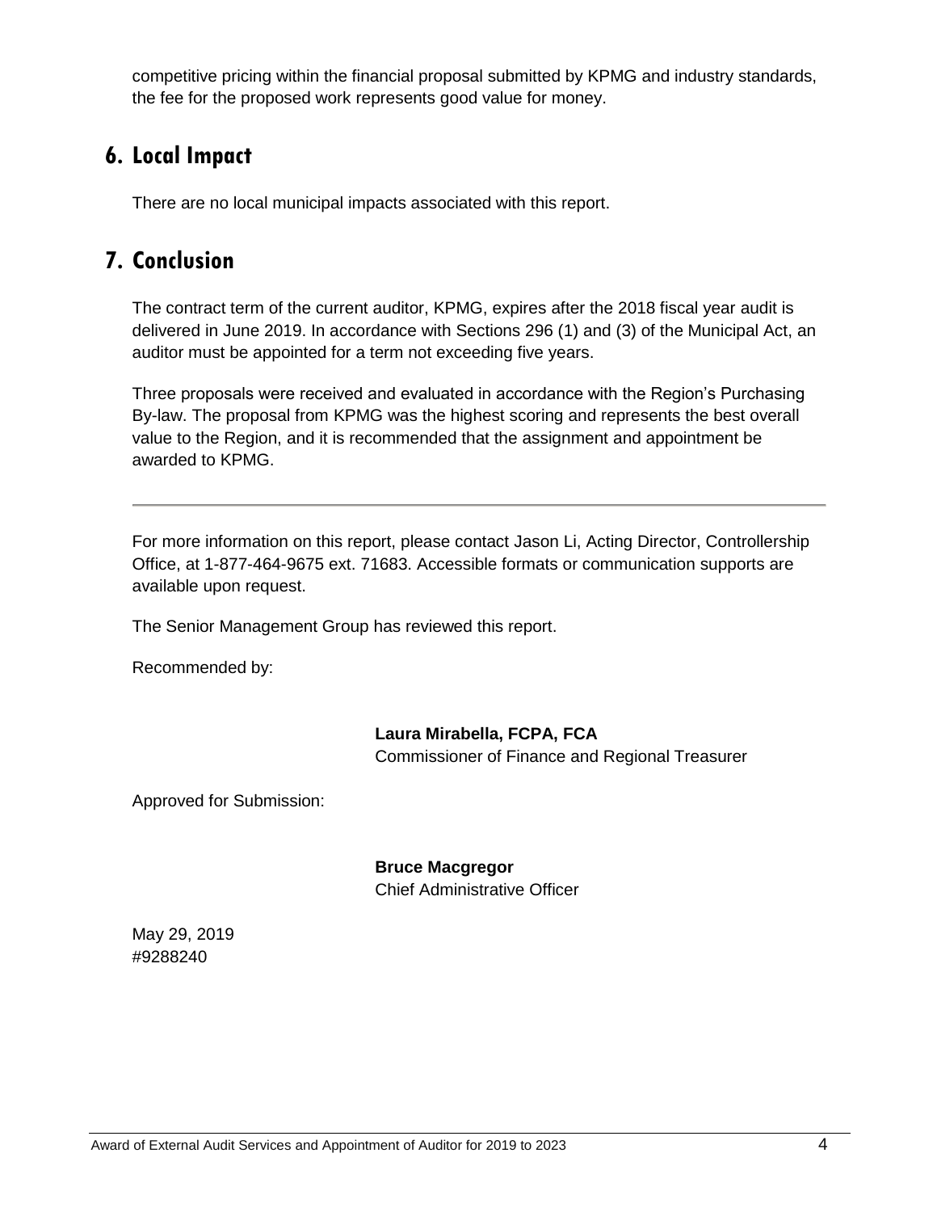competitive pricing within the financial proposal submitted by KPMG and industry standards, the fee for the proposed work represents good value for money.

## 6. Local Impact

There are no local municipal impacts associated with this report.

## 7. Conclusion

The contract term of the current auditor, KPMG, expires after the 2018 fiscal year audit is delivered in June 2019. In accordance with Sections 296 (1) and (3) of the Municipal Act, an auditor must be appointed for a term not exceeding five years.

Three proposals were received and evaluated in accordance with the Region's Purchasing By-law. The proposal from KPMG was the highest scoring and represents the best overall value to the Region, and it is recommended that the assignment and appointment be awarded to KPMG.

---

For more information on this report, please contact Jason Li, Acting Director, Controllership Office, at 1-877-464-9675 ext. 71683. Accessible formats or communication supports are available upon request.

The Senior Management Group has reviewed this report.

Recommended by:

**Laura Mirabella, FCPA, FCA**
Commissioner of Finance and Regional Treasurer

Approved for Submission:

**Bruce Macgregor**
Chief Administrative Officer

May 29, 2019
#9288240